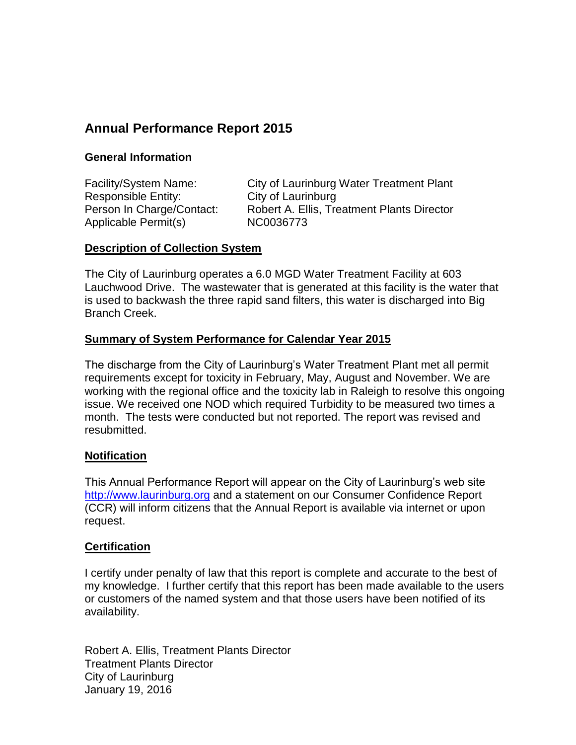# Annual Performance Report 2015

### General Information

Facility/System Name: City of Laurinburg Water Treatment Plant
Responsible Entity: City of Laurinburg
Person In Charge/Contact: Robert A. Ellis, Treatment Plants Director
Applicable Permit(s) NC0036773

### Description of Collection System

The City of Laurinburg operates a 6.0 MGD Water Treatment Facility at 603 Lauchwood Drive. The wastewater that is generated at this facility is the water that is used to backwash the three rapid sand filters, this water is discharged into Big Branch Creek.

### Summary of System Performance for Calendar Year 2015

The discharge from the City of Laurinburg's Water Treatment Plant met all permit requirements except for toxicity in February, May, August and November. We are working with the regional office and the toxicity lab in Raleigh to resolve this ongoing issue. We received one NOD which required Turbidity to be measured two times a month. The tests were conducted but not reported. The report was revised and resubmitted.

### Notification

This Annual Performance Report will appear on the City of Laurinburg's web site [http://www.laurinburg.org](http://www.laurinburg.org) and a statement on our Consumer Confidence Report (CCR) will inform citizens that the Annual Report is available via internet or upon request.

### Certification

I certify under penalty of law that this report is complete and accurate to the best of my knowledge. I further certify that this report has been made available to the users or customers of the named system and that those users have been notified of its availability.

Robert A. Ellis, Treatment Plants Director
Treatment Plants Director
City of Laurinburg
January 19, 2016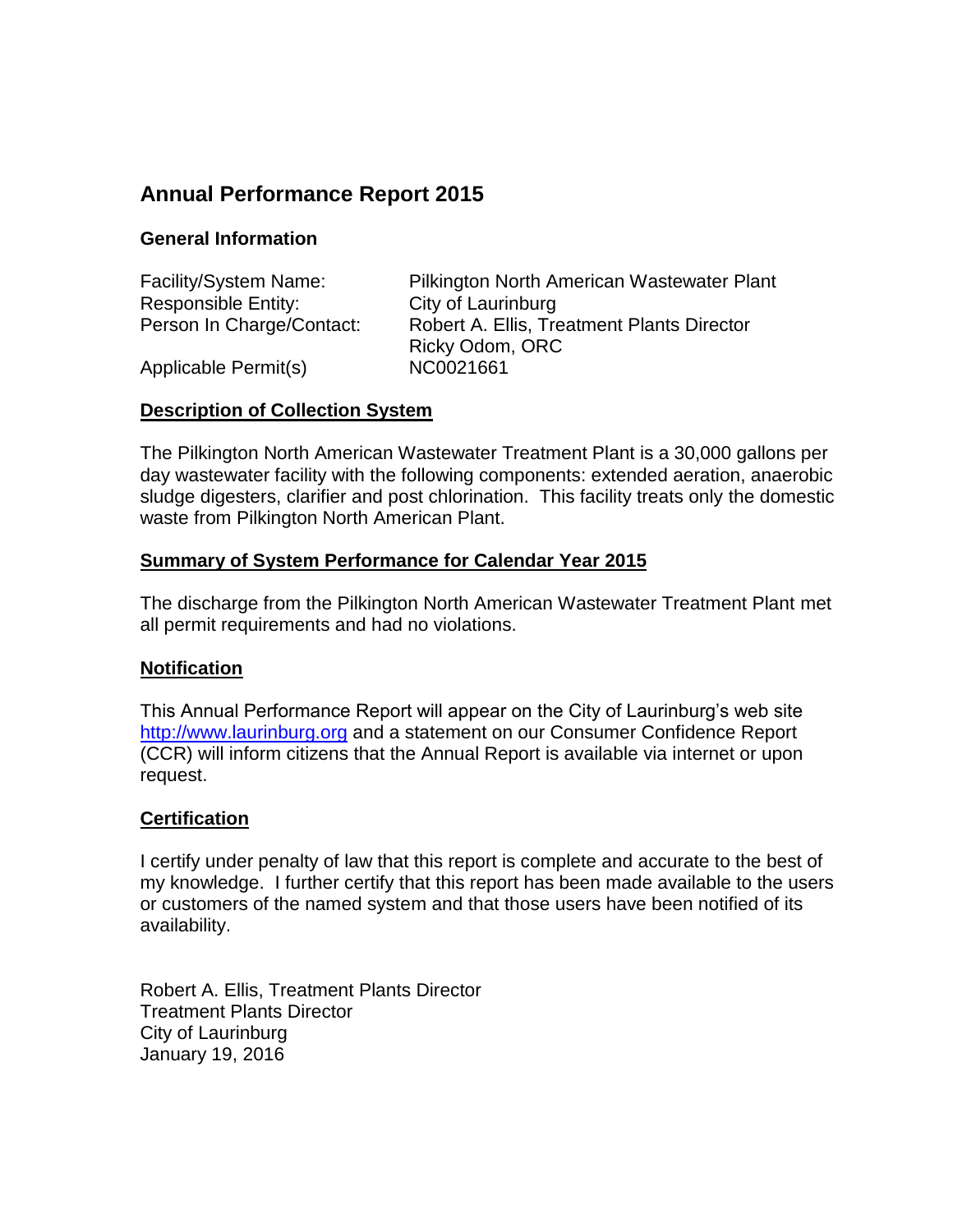# Annual Performance Report 2015

### General Information

| | |
|---|---|
| Facility/System Name: | Pilkington North American Wastewater Plant |
| Responsible Entity: | City of Laurinburg |
| Person In Charge/Contact: | Robert A. Ellis, Treatment Plants Director<br>Ricky Odom, ORC |
| Applicable Permit(s) | NC0021661 |

### Description of Collection System

The Pilkington North American Wastewater Treatment Plant is a 30,000 gallons per day wastewater facility with the following components: extended aeration, anaerobic sludge digesters, clarifier and post chlorination. This facility treats only the domestic waste from Pilkington North American Plant.

### Summary of System Performance for Calendar Year 2015

The discharge from the Pilkington North American Wastewater Treatment Plant met all permit requirements and had no violations.

### Notification

This Annual Performance Report will appear on the City of Laurinburg's web site http://www.laurinburg.org and a statement on our Consumer Confidence Report (CCR) will inform citizens that the Annual Report is available via internet or upon request.

### Certification

I certify under penalty of law that this report is complete and accurate to the best of my knowledge. I further certify that this report has been made available to the users or customers of the named system and that those users have been notified of its availability.

Robert A. Ellis, Treatment Plants Director
Treatment Plants Director
City of Laurinburg
January 19, 2016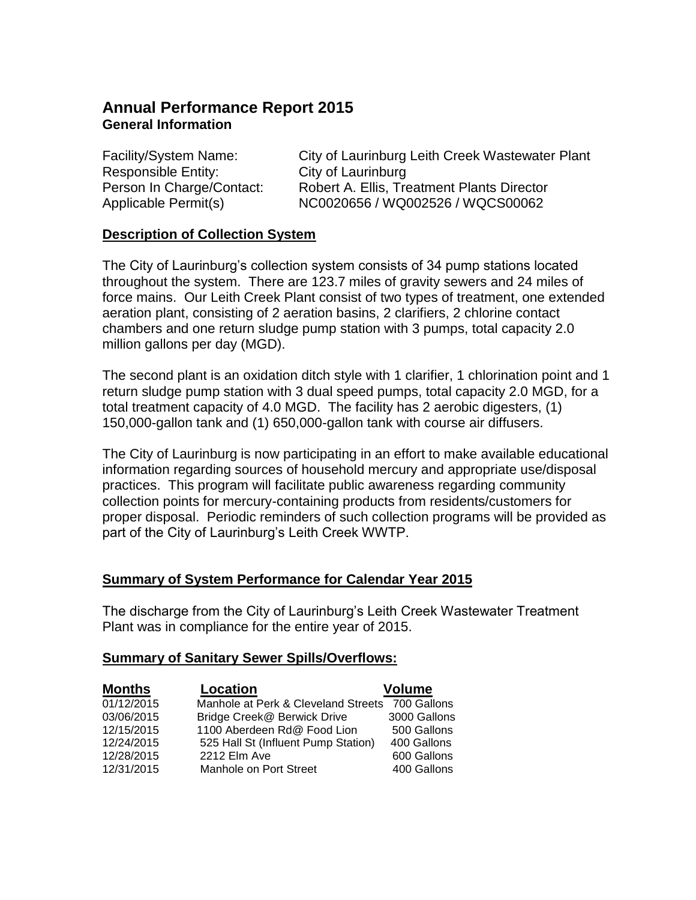# Annual Performance Report 2015

## General Information

Facility/System Name: City of Laurinburg Leith Creek Wastewater Plant
Responsible Entity: City of Laurinburg
Person In Charge/Contact: Robert A. Ellis, Treatment Plants Director
Applicable Permit(s) NC0020656 / WQ002526 / WQCS00062

## Description of Collection System

The City of Laurinburg's collection system consists of 34 pump stations located throughout the system. There are 123.7 miles of gravity sewers and 24 miles of force mains. Our Leith Creek Plant consist of two types of treatment, one extended aeration plant, consisting of 2 aeration basins, 2 clarifiers, 2 chlorine contact chambers and one return sludge pump station with 3 pumps, total capacity 2.0 million gallons per day (MGD).

The second plant is an oxidation ditch style with 1 clarifier, 1 chlorination point and 1 return sludge pump station with 3 dual speed pumps, total capacity 2.0 MGD, for a total treatment capacity of 4.0 MGD. The facility has 2 aerobic digesters, (1) 150,000-gallon tank and (1) 650,000-gallon tank with course air diffusers.

The City of Laurinburg is now participating in an effort to make available educational information regarding sources of household mercury and appropriate use/disposal practices. This program will facilitate public awareness regarding community collection points for mercury-containing products from residents/customers for proper disposal. Periodic reminders of such collection programs will be provided as part of the City of Laurinburg's Leith Creek WWTP.

## Summary of System Performance for Calendar Year 2015

The discharge from the City of Laurinburg's Leith Creek Wastewater Treatment Plant was in compliance for the entire year of 2015.

## Summary of Sanitary Sewer Spills/Overflows:

| Months | Location | Volume |
|---|---|---|
| 01/12/2015 | Manhole at Perk & Cleveland Streets | 700 Gallons |
| 03/06/2015 | Bridge Creek@ Berwick Drive | 3000 Gallons |
| 12/15/2015 | 1100 Aberdeen Rd@ Food Lion | 500 Gallons |
| 12/24/2015 | 525 Hall St (Influent Pump Station) | 400 Gallons |
| 12/28/2015 | 2212 Elm Ave | 600 Gallons |
| 12/31/2015 | Manhole on Port Street | 400 Gallons |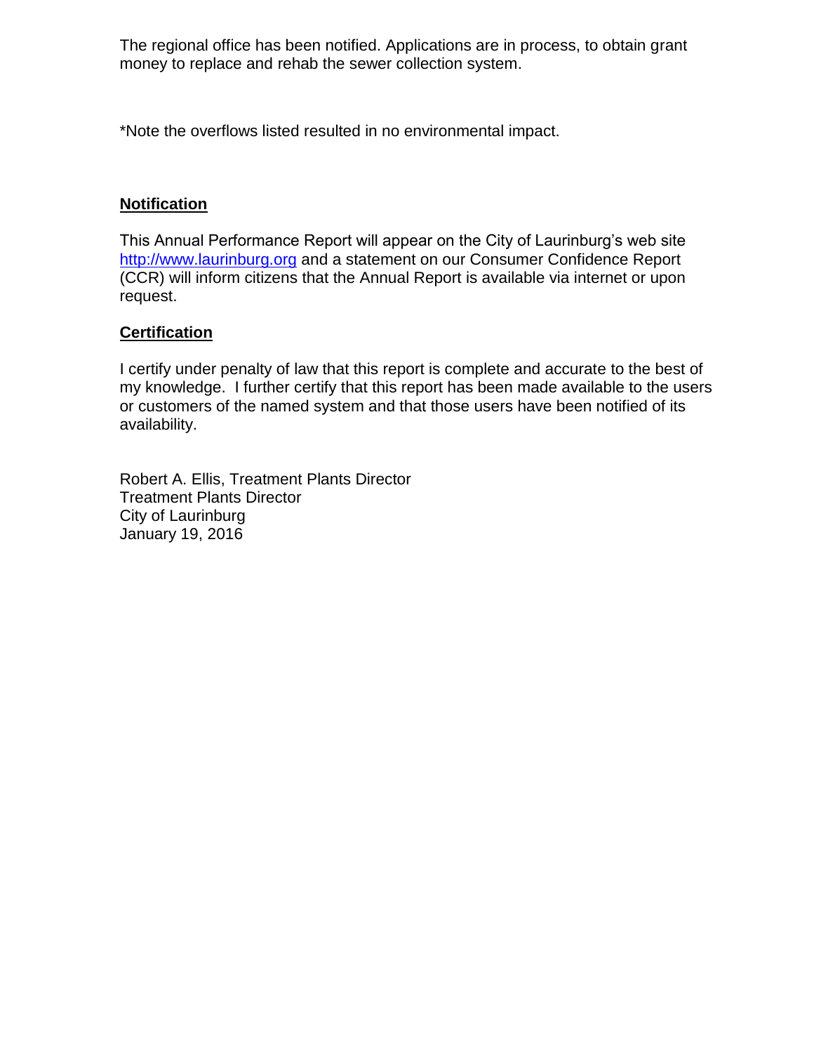The regional office has been notified. Applications are in process, to obtain grant money to replace and rehab the sewer collection system.

*Note the overflows listed resulted in no environmental impact.

**Notification**

This Annual Performance Report will appear on the City of Laurinburg's web site http://www.laurinburg.org and a statement on our Consumer Confidence Report (CCR) will inform citizens that the Annual Report is available via internet or upon request.

**Certification**

I certify under penalty of law that this report is complete and accurate to the best of my knowledge. I further certify that this report has been made available to the users or customers of the named system and that those users have been notified of its availability.

Robert A. Ellis, Treatment Plants Director
Treatment Plants Director
City of Laurinburg
January 19, 2016